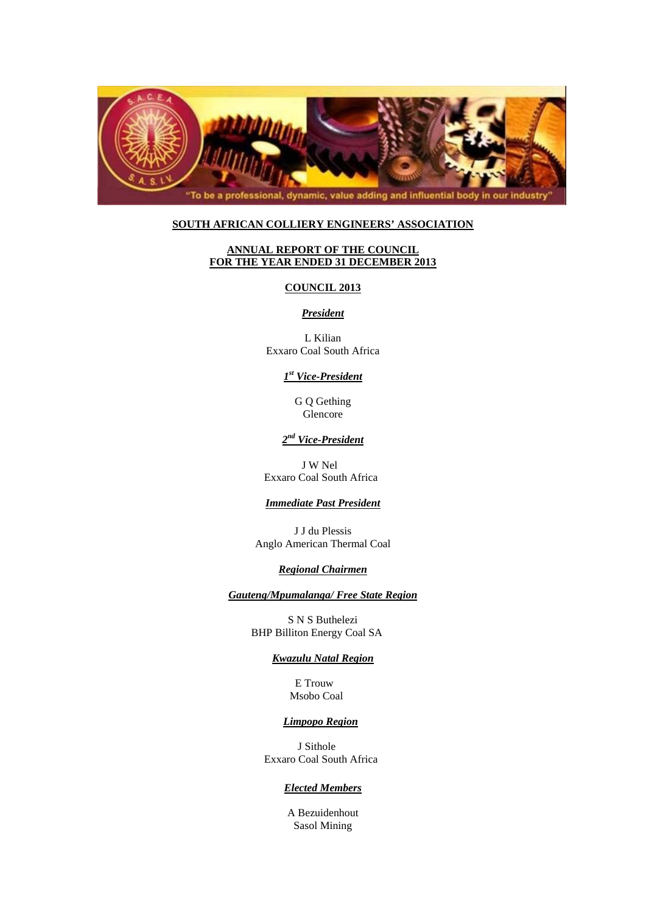"To be a professional, dynamic, value adding and influential body in our industry"

# SOUTH AFRICAN COLLIERY ENGINEERS' ASSOCIATION

## ANNUAL REPORT OF THE COUNCIL FOR THE YEAR ENDED 31 DECEMBER 2013

## COUNCIL 2013

***President***

L Kilian
Exxaro Coal South Africa

***1st Vice-President***

G Q Gething
Glencore

***2nd Vice-President***

J W Nel
Exxaro Coal South Africa

***Immediate Past President***

J J du Plessis
Anglo American Thermal Coal

***Regional Chairmen***

***Gauteng/Mpumalanga/ Free State Region***

S N S Buthelezi
BHP Billiton Energy Coal SA

***Kwazulu Natal Region***

E Trouw
Msobo Coal

***Limpopo Region***

J Sithole
Exxaro Coal South Africa

***Elected Members***

A Bezuidenhout
Sasol Mining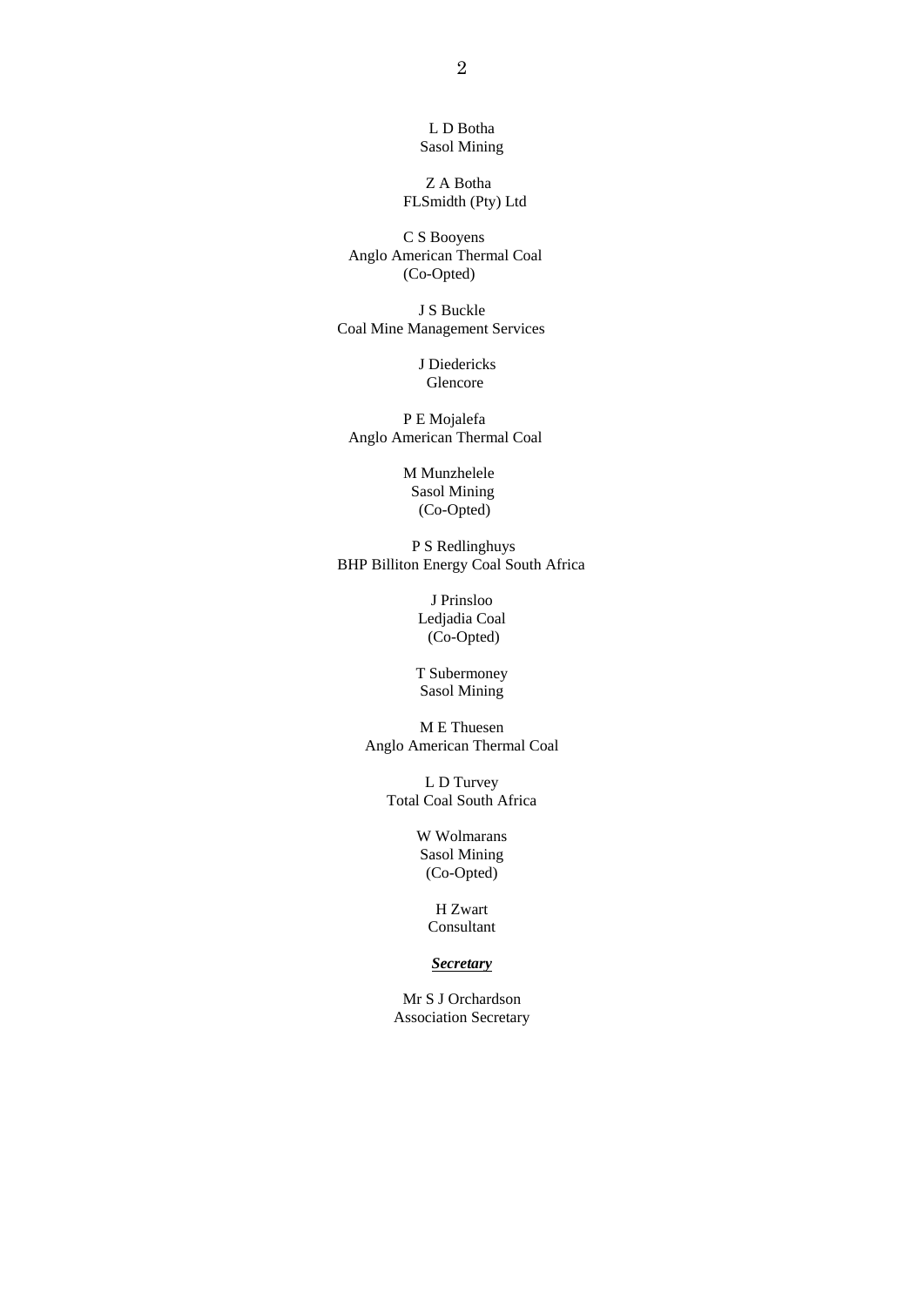L D Botha
Sasol Mining

Z A Botha
FLSmidth (Pty) Ltd

C S Booyens
Anglo American Thermal Coal
(Co-Opted)

J S Buckle
Coal Mine Management Services

J Diedericks
Glencore

P E Mojalefa
Anglo American Thermal Coal

M Munzhelele
Sasol Mining
(Co-Opted)

P S Redlinghuys
BHP Billiton Energy Coal South Africa

J Prinsloo
Ledjadia Coal
(Co-Opted)

T Subermoney
Sasol Mining

M E Thuesen
Anglo American Thermal Coal

L D Turvey
Total Coal South Africa

W Wolmarans
Sasol Mining
(Co-Opted)

H Zwart
Consultant

***Secretary***

Mr S J Orchardson
Association Secretary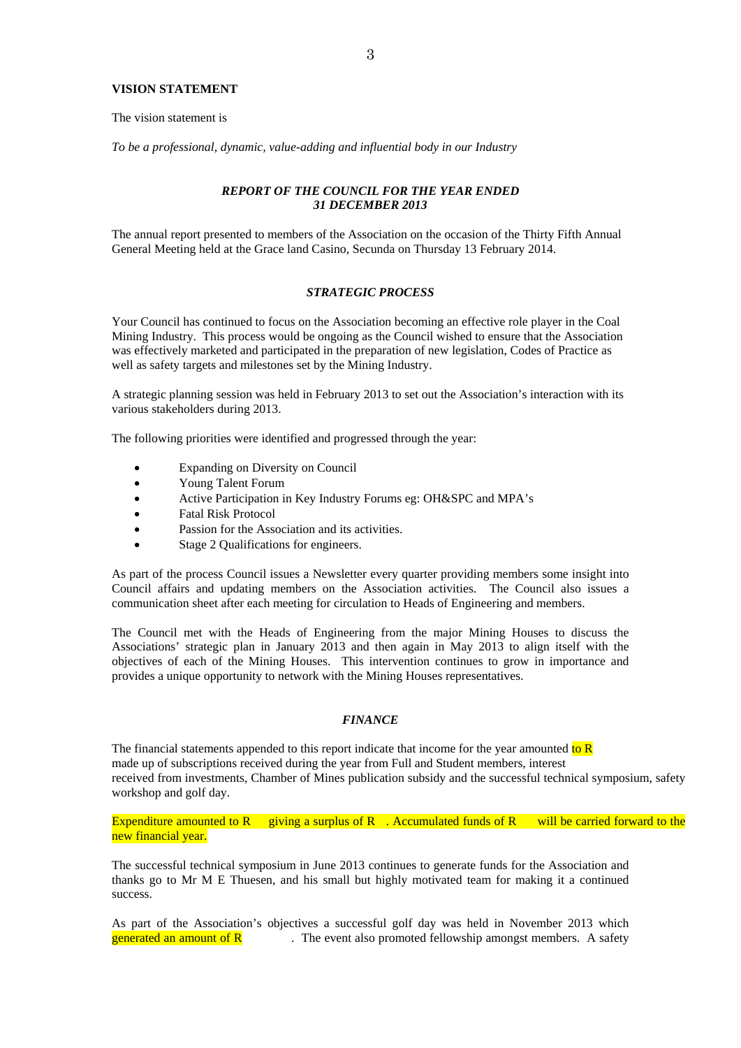## VISION STATEMENT

The vision statement is

*To be a professional, dynamic, value-adding and influential body in our Industry*

### *REPORT OF THE COUNCIL FOR THE YEAR ENDED 31 DECEMBER 2013*

The annual report presented to members of the Association on the occasion of the Thirty Fifth Annual General Meeting held at the Grace land Casino, Secunda on Thursday 13 February 2014.

### *STRATEGIC PROCESS*

Your Council has continued to focus on the Association becoming an effective role player in the Coal Mining Industry. This process would be ongoing as the Council wished to ensure that the Association was effectively marketed and participated in the preparation of new legislation, Codes of Practice as well as safety targets and milestones set by the Mining Industry.

A strategic planning session was held in February 2013 to set out the Association's interaction with its various stakeholders during 2013.

The following priorities were identified and progressed through the year:

- Expanding on Diversity on Council
- Young Talent Forum
- Active Participation in Key Industry Forums eg: OH&SPC and MPA's
- Fatal Risk Protocol
- Passion for the Association and its activities.
- Stage 2 Qualifications for engineers.

As part of the process Council issues a Newsletter every quarter providing members some insight into Council affairs and updating members on the Association activities. The Council also issues a communication sheet after each meeting for circulation to Heads of Engineering and members.

The Council met with the Heads of Engineering from the major Mining Houses to discuss the Associations' strategic plan in January 2013 and then again in May 2013 to align itself with the objectives of each of the Mining Houses. This intervention continues to grow in importance and provides a unique opportunity to network with the Mining Houses representatives.

### *FINANCE*

The financial statements appended to this report indicate that income for the year amounted to R made up of subscriptions received during the year from Full and Student members, interest received from investments, Chamber of Mines publication subsidy and the successful technical symposium, safety workshop and golf day.

Expenditure amounted to R giving a surplus of R . Accumulated funds of R will be carried forward to the new financial year.

The successful technical symposium in June 2013 continues to generate funds for the Association and thanks go to Mr M E Thuesen, and his small but highly motivated team for making it a continued success.

As part of the Association's objectives a successful golf day was held in November 2013 which generated an amount of R . The event also promoted fellowship amongst members. A safety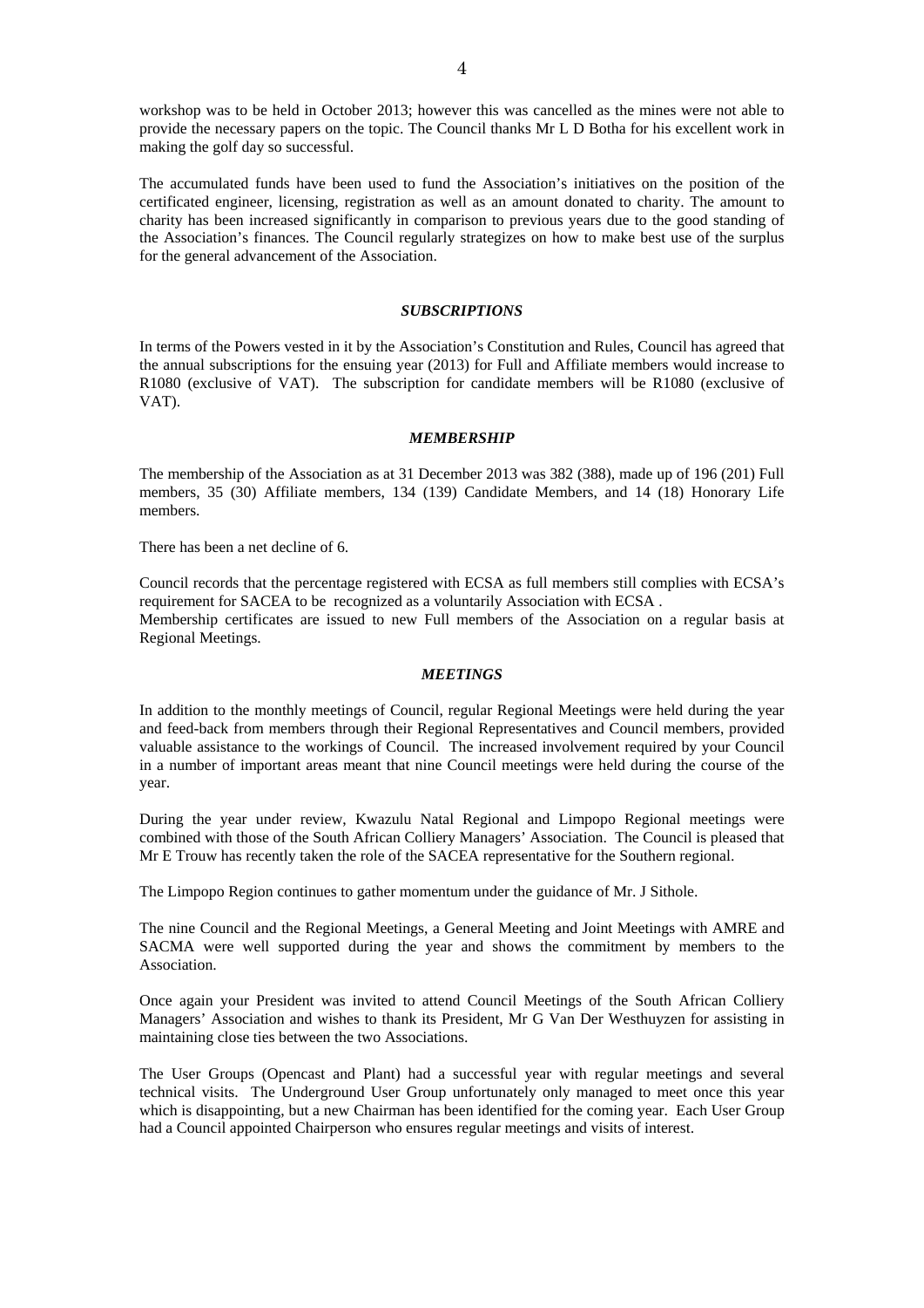workshop was to be held in October 2013; however this was cancelled as the mines were not able to provide the necessary papers on the topic. The Council thanks Mr L D Botha for his excellent work in making the golf day so successful.

The accumulated funds have been used to fund the Association's initiatives on the position of the certificated engineer, licensing, registration as well as an amount donated to charity. The amount to charity has been increased significantly in comparison to previous years due to the good standing of the Association's finances. The Council regularly strategizes on how to make best use of the surplus for the general advancement of the Association.

### *SUBSCRIPTIONS*

In terms of the Powers vested in it by the Association's Constitution and Rules, Council has agreed that the annual subscriptions for the ensuing year (2013) for Full and Affiliate members would increase to R1080 (exclusive of VAT). The subscription for candidate members will be R1080 (exclusive of VAT).

### *MEMBERSHIP*

The membership of the Association as at 31 December 2013 was 382 (388), made up of 196 (201) Full members, 35 (30) Affiliate members, 134 (139) Candidate Members, and 14 (18) Honorary Life members.

There has been a net decline of 6.

Council records that the percentage registered with ECSA as full members still complies with ECSA's requirement for SACEA to be recognized as a voluntarily Association with ECSA .
Membership certificates are issued to new Full members of the Association on a regular basis at Regional Meetings.

### *MEETINGS*

In addition to the monthly meetings of Council, regular Regional Meetings were held during the year and feed-back from members through their Regional Representatives and Council members, provided valuable assistance to the workings of Council. The increased involvement required by your Council in a number of important areas meant that nine Council meetings were held during the course of the year.

During the year under review, Kwazulu Natal Regional and Limpopo Regional meetings were combined with those of the South African Colliery Managers' Association. The Council is pleased that Mr E Trouw has recently taken the role of the SACEA representative for the Southern regional.

The Limpopo Region continues to gather momentum under the guidance of Mr. J Sithole.

The nine Council and the Regional Meetings, a General Meeting and Joint Meetings with AMRE and SACMA were well supported during the year and shows the commitment by members to the Association.

Once again your President was invited to attend Council Meetings of the South African Colliery Managers' Association and wishes to thank its President, Mr G Van Der Westhuyzen for assisting in maintaining close ties between the two Associations.

The User Groups (Opencast and Plant) had a successful year with regular meetings and several technical visits. The Underground User Group unfortunately only managed to meet once this year which is disappointing, but a new Chairman has been identified for the coming year. Each User Group had a Council appointed Chairperson who ensures regular meetings and visits of interest.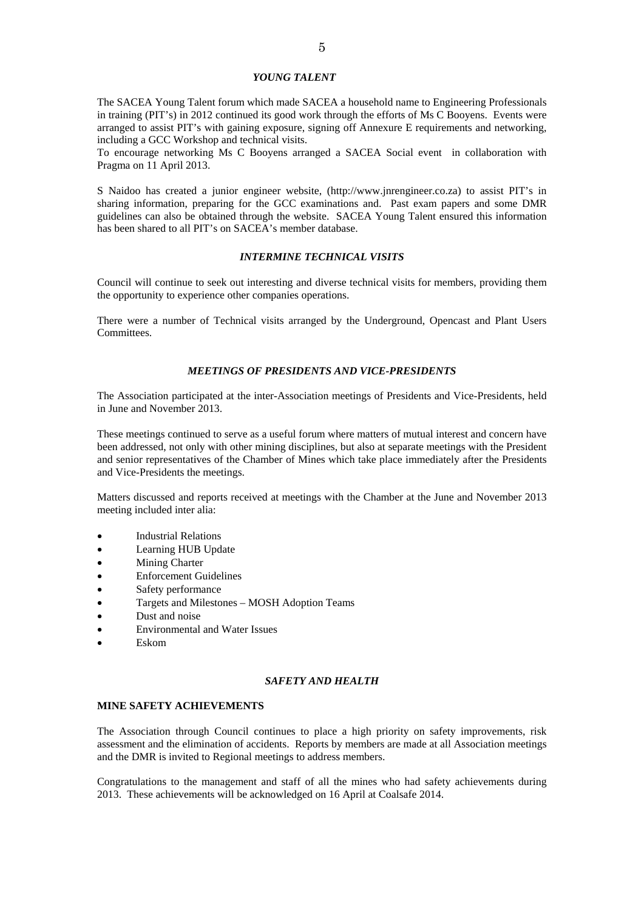### *YOUNG TALENT*

The SACEA Young Talent forum which made SACEA a household name to Engineering Professionals in training (PIT's) in 2012 continued its good work through the efforts of Ms C Booyens. Events were arranged to assist PIT's with gaining exposure, signing off Annexure E requirements and networking, including a GCC Workshop and technical visits.

To encourage networking Ms C Booyens arranged a SACEA Social event in collaboration with Pragma on 11 April 2013.

S Naidoo has created a junior engineer website, (http://www.jnrengineer.co.za) to assist PIT's in sharing information, preparing for the GCC examinations and. Past exam papers and some DMR guidelines can also be obtained through the website. SACEA Young Talent ensured this information has been shared to all PIT's on SACEA's member database.

### *INTERMINE TECHNICAL VISITS*

Council will continue to seek out interesting and diverse technical visits for members, providing them the opportunity to experience other companies operations.

There were a number of Technical visits arranged by the Underground, Opencast and Plant Users Committees.

### *MEETINGS OF PRESIDENTS AND VICE-PRESIDENTS*

The Association participated at the inter-Association meetings of Presidents and Vice-Presidents, held in June and November 2013.

These meetings continued to serve as a useful forum where matters of mutual interest and concern have been addressed, not only with other mining disciplines, but also at separate meetings with the President and senior representatives of the Chamber of Mines which take place immediately after the Presidents and Vice-Presidents the meetings.

Matters discussed and reports received at meetings with the Chamber at the June and November 2013 meeting included inter alia:

- Industrial Relations
- Learning HUB Update
- Mining Charter
- Enforcement Guidelines
- Safety performance
- Targets and Milestones – MOSH Adoption Teams
- Dust and noise
- Environmental and Water Issues
- Eskom

### *SAFETY AND HEALTH*

**MINE SAFETY ACHIEVEMENTS**

The Association through Council continues to place a high priority on safety improvements, risk assessment and the elimination of accidents. Reports by members are made at all Association meetings and the DMR is invited to Regional meetings to address members.

Congratulations to the management and staff of all the mines who had safety achievements during 2013. These achievements will be acknowledged on 16 April at Coalsafe 2014.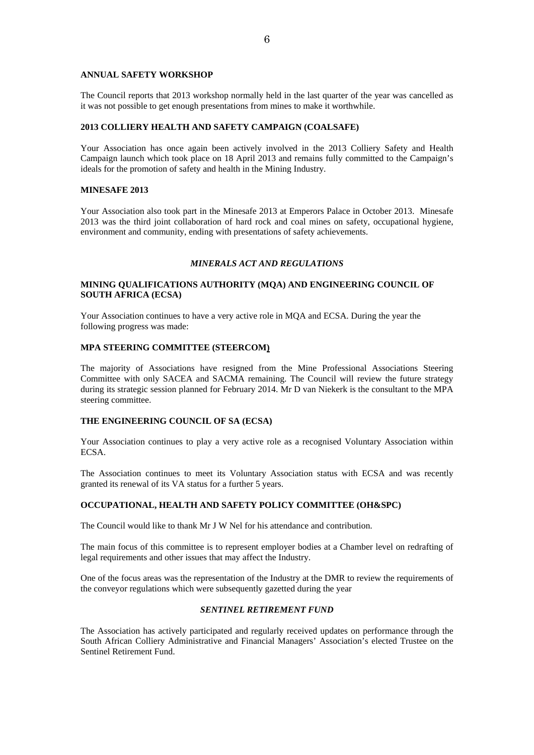**ANNUAL SAFETY WORKSHOP**

The Council reports that 2013 workshop normally held in the last quarter of the year was cancelled as it was not possible to get enough presentations from mines to make it worthwhile.

**2013 COLLIERY HEALTH AND SAFETY CAMPAIGN (COALSAFE)**

Your Association has once again been actively involved in the 2013 Colliery Safety and Health Campaign launch which took place on 18 April 2013 and remains fully committed to the Campaign's ideals for the promotion of safety and health in the Mining Industry.

**MINESAFE 2013**

Your Association also took part in the Minesafe 2013 at Emperors Palace in October 2013. Minesafe 2013 was the third joint collaboration of hard rock and coal mines on safety, occupational hygiene, environment and community, ending with presentations of safety achievements.

## *MINERALS ACT AND REGULATIONS*

**MINING QUALIFICATIONS AUTHORITY (MQA) AND ENGINEERING COUNCIL OF SOUTH AFRICA (ECSA)**

Your Association continues to have a very active role in MQA and ECSA. During the year the following progress was made:

**MPA STEERING COMMITTEE (STEERCOM)**

The majority of Associations have resigned from the Mine Professional Associations Steering Committee with only SACEA and SACMA remaining. The Council will review the future strategy during its strategic session planned for February 2014. Mr D van Niekerk is the consultant to the MPA steering committee.

**THE ENGINEERING COUNCIL OF SA (ECSA)**

Your Association continues to play a very active role as a recognised Voluntary Association within ECSA.

The Association continues to meet its Voluntary Association status with ECSA and was recently granted its renewal of its VA status for a further 5 years.

**OCCUPATIONAL, HEALTH AND SAFETY POLICY COMMITTEE (OH&SPC)**

The Council would like to thank Mr J W Nel for his attendance and contribution.

The main focus of this committee is to represent employer bodies at a Chamber level on redrafting of legal requirements and other issues that may affect the Industry.

One of the focus areas was the representation of the Industry at the DMR to review the requirements of the conveyor regulations which were subsequently gazetted during the year

## *SENTINEL RETIREMENT FUND*

The Association has actively participated and regularly received updates on performance through the South African Colliery Administrative and Financial Managers' Association's elected Trustee on the Sentinel Retirement Fund.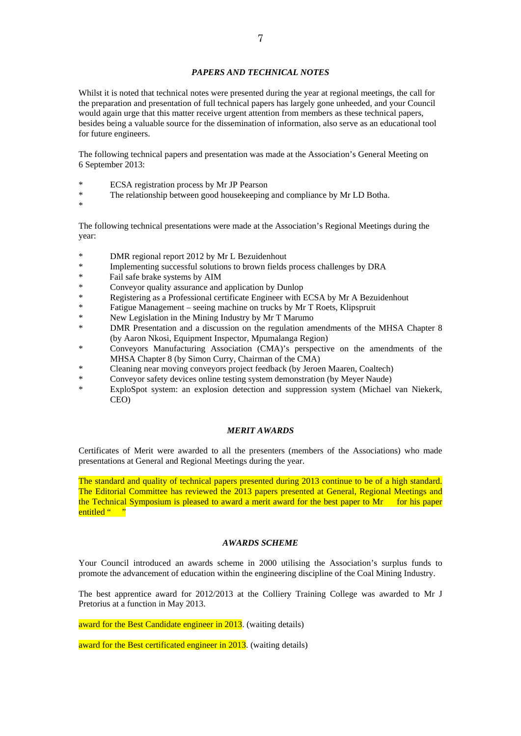### *PAPERS AND TECHNICAL NOTES*

Whilst it is noted that technical notes were presented during the year at regional meetings, the call for the preparation and presentation of full technical papers has largely gone unheeded, and your Council would again urge that this matter receive urgent attention from members as these technical papers, besides being a valuable source for the dissemination of information, also serve as an educational tool for future engineers.

The following technical papers and presentation was made at the Association's General Meeting on 6 September 2013:

- ECSA registration process by Mr JP Pearson
- The relationship between good housekeeping and compliance by Mr LD Botha.
-

The following technical presentations were made at the Association's Regional Meetings during the year:

- DMR regional report 2012 by Mr L Bezuidenhout
- Implementing successful solutions to brown fields process challenges by DRA
- Fail safe brake systems by AIM
- Conveyor quality assurance and application by Dunlop
- Registering as a Professional certificate Engineer with ECSA by Mr A Bezuidenhout
- Fatigue Management – seeing machine on trucks by Mr T Roets, Klipspruit
- New Legislation in the Mining Industry by Mr T Marumo
- DMR Presentation and a discussion on the regulation amendments of the MHSA Chapter 8 (by Aaron Nkosi, Equipment Inspector, Mpumalanga Region)
- Conveyors Manufacturing Association (CMA)'s perspective on the amendments of the MHSA Chapter 8 (by Simon Curry, Chairman of the CMA)
- Cleaning near moving conveyors project feedback (by Jeroen Maaren, Coaltech)
- Conveyor safety devices online testing system demonstration (by Meyer Naude)
- ExploSpot system: an explosion detection and suppression system (Michael van Niekerk, CEO)

### *MERIT AWARDS*

Certificates of Merit were awarded to all the presenters (members of the Associations) who made presentations at General and Regional Meetings during the year.

The standard and quality of technical papers presented during 2013 continue to be of a high standard. The Editorial Committee has reviewed the 2013 papers presented at General, Regional Meetings and the Technical Symposium is pleased to award a merit award for the best paper to Mr for his paper entitled " "

### *AWARDS SCHEME*

Your Council introduced an awards scheme in 2000 utilising the Association's surplus funds to promote the advancement of education within the engineering discipline of the Coal Mining Industry.

The best apprentice award for 2012/2013 at the Colliery Training College was awarded to Mr J Pretorius at a function in May 2013.

award for the Best Candidate engineer in 2013. (waiting details)

award for the Best certificated engineer in 2013. (waiting details)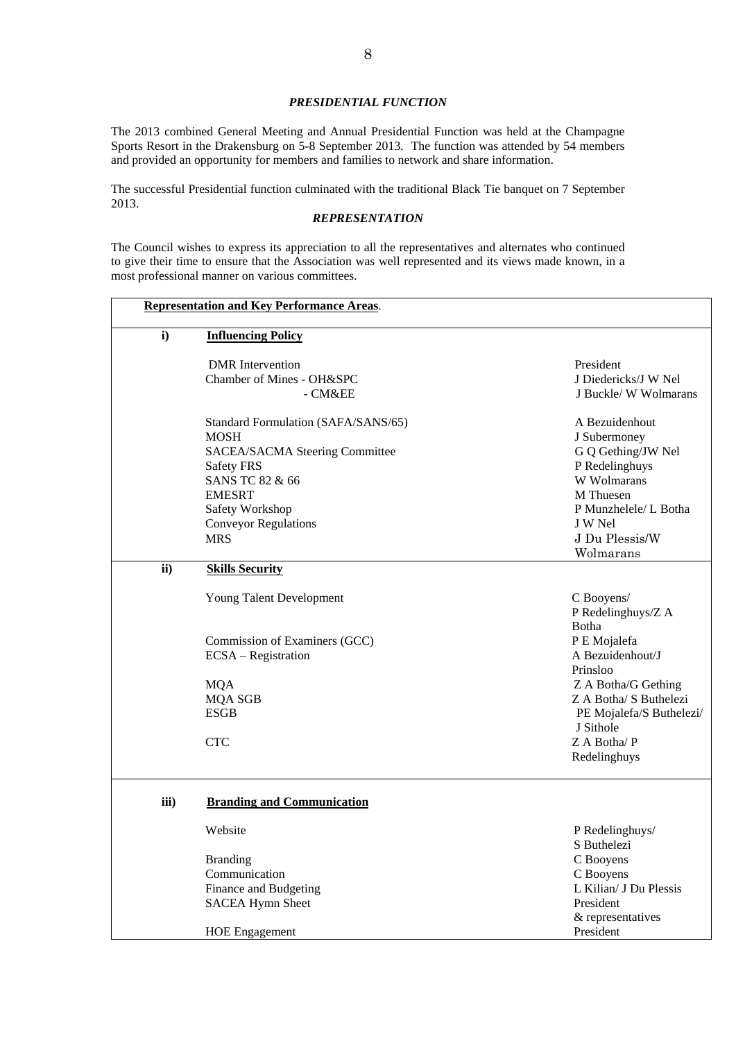### *PRESIDENTIAL FUNCTION*

The 2013 combined General Meeting and Annual Presidential Function was held at the Champagne Sports Resort in the Drakensburg on 5-8 September 2013. The function was attended by 54 members and provided an opportunity for members and families to network and share information.

The successful Presidential function culminated with the traditional Black Tie banquet on 7 September 2013.

### *REPRESENTATION*

The Council wishes to express its appreciation to all the representatives and alternates who continued to give their time to ensure that the Association was well represented and its views made known, in a most professional manner on various committees.

| **Representation and Key Performance Areas**. | | |
|---|---|---|
| **i)** | **Influencing Policy** | |
| | DMR Intervention | President |
| | Chamber of Mines - OH&SPC | J Diedericks/J W Nel |
| | - CM&EE | J Buckle/ W Wolmarans |
| | Standard Formulation (SAFA/SANS/65) | A Bezuidenhout |
| | MOSH | J Subermoney |
| | SACEA/SACMA Steering Committee | G Q Gething/JW Nel |
| | Safety FRS | P Redelinghuys |
| | SANS TC 82 & 66 | W Wolmarans |
| | EMESRT | M Thuesen |
| | Safety Workshop | P Munzhelele/ L Botha |
| | Conveyor Regulations | J W Nel |
| | MRS | J Du Plessis/W Wolmarans |
| **ii)** | **Skills Security** | |
| | Young Talent Development | C Booyens/ P Redelinghuys/Z A Botha |
| | Commission of Examiners (GCC) | P E Mojalefa |
| | ECSA – Registration | A Bezuidenhout/J Prinsloo |
| | MQA | Z A Botha/G Gething |
| | MQA SGB | Z A Botha/ S Buthelezi |
| | ESGB | PE Mojalefa/S Buthelezi/ J Sithole |
| | CTC | Z A Botha/ P Redelinghuys |
| **iii)** | **Branding and Communication** | |
| | Website | P Redelinghuys/ S Buthelezi |
| | Branding | C Booyens |
| | Communication | C Booyens |
| | Finance and Budgeting | L Kilian/ J Du Plessis |
| | SACEA Hymn Sheet | President & representatives |
| | HOE Engagement | President |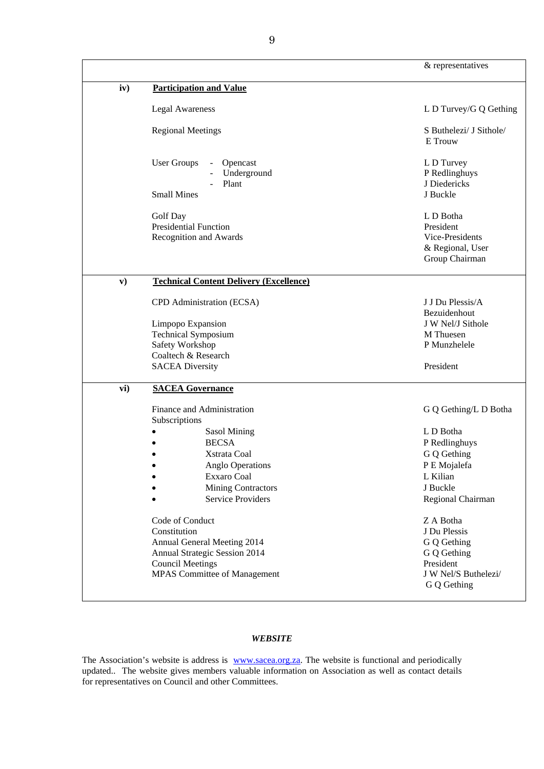| | | |
|---|---|---|
| | | & representatives |
| **iv)** | **Participation and Value** | |
| | Legal Awareness | L D Turvey/G Q Gething |
| | Regional Meetings | S Buthelezi/ J Sithole/ E Trouw |
| | User Groups - Opencast | L D Turvey |
| | - Underground | P Redlinghuys |
| | - Plant | J Diedericks |
| | Small Mines | J Buckle |
| | Golf Day | L D Botha |
| | Presidential Function | President |
| | Recognition and Awards | Vice-Presidents & Regional, User Group Chairman |
| **v)** | **Technical Content Delivery (Excellence)** | |
| | CPD Administration (ECSA) | J J Du Plessis/A Bezuidenhout |
| | Limpopo Expansion | J W Nel/J Sithole |
| | Technical Symposium | M Thuesen |
| | Safety Workshop | P Munzhelele |
| | Coaltech & Research | |
| | SACEA Diversity | President |
| **vi)** | **SACEA Governance** | |
| | Finance and Administration | G Q Gething/L D Botha |
| | Subscriptions | |
| | • Sasol Mining | L D Botha |
| | • BECSA | P Redlinghuys |
| | • Xstrata Coal | G Q Gething |
| | • Anglo Operations | P E Mojalefa |
| | • Exxaro Coal | L Kilian |
| | • Mining Contractors | J Buckle |
| | • Service Providers | Regional Chairman |
| | Code of Conduct | Z A Botha |
| | Constitution | J Du Plessis |
| | Annual General Meeting 2014 | G Q Gething |
| | Annual Strategic Session 2014 | G Q Gething |
| | Council Meetings | President |
| | MPAS Committee of Management | J W Nel/S Buthelezi/ G Q Gething |

***WEBSITE***

The Association's website is address is www.sacea.org.za. The website is functional and periodically updated.. The website gives members valuable information on Association as well as contact details for representatives on Council and other Committees.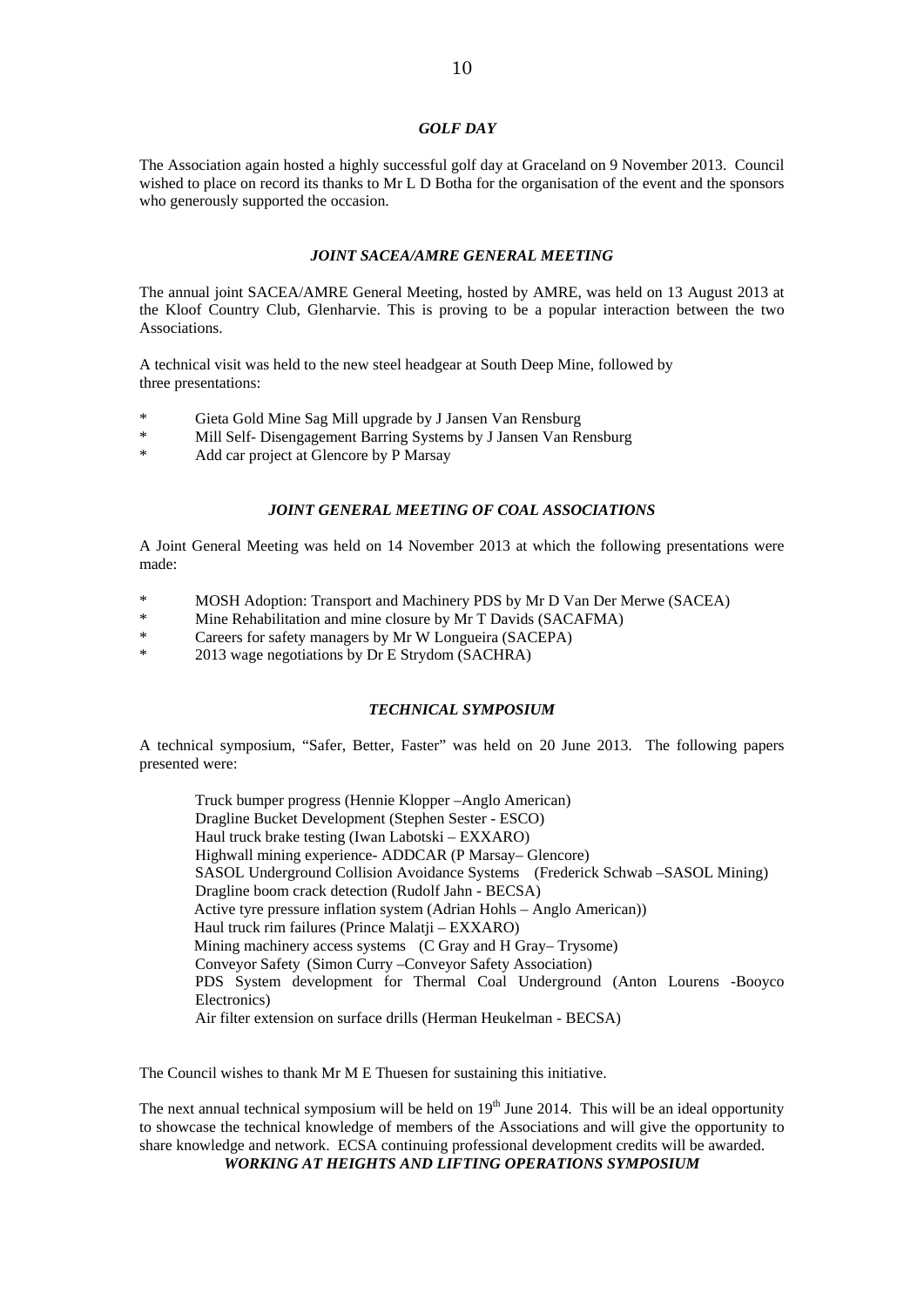### *GOLF DAY*

The Association again hosted a highly successful golf day at Graceland on 9 November 2013. Council wished to place on record its thanks to Mr L D Botha for the organisation of the event and the sponsors who generously supported the occasion.

### *JOINT SACEA/AMRE GENERAL MEETING*

The annual joint SACEA/AMRE General Meeting, hosted by AMRE, was held on 13 August 2013 at the Kloof Country Club, Glenharvie. This is proving to be a popular interaction between the two Associations.

A technical visit was held to the new steel headgear at South Deep Mine, followed by three presentations:

* Gieta Gold Mine Sag Mill upgrade by J Jansen Van Rensburg
* Mill Self- Disengagement Barring Systems by J Jansen Van Rensburg
* Add car project at Glencore by P Marsay

### *JOINT GENERAL MEETING OF COAL ASSOCIATIONS*

A Joint General Meeting was held on 14 November 2013 at which the following presentations were made:

* MOSH Adoption: Transport and Machinery PDS by Mr D Van Der Merwe (SACEA)
* Mine Rehabilitation and mine closure by Mr T Davids (SACAFMA)
* Careers for safety managers by Mr W Longueira (SACEPA)
* 2013 wage negotiations by Dr E Strydom (SACHRA)

### *TECHNICAL SYMPOSIUM*

A technical symposium, "Safer, Better, Faster" was held on 20 June 2013. The following papers presented were:

Truck bumper progress (Hennie Klopper –Anglo American)
Dragline Bucket Development (Stephen Sester - ESCO)
Haul truck brake testing (Iwan Labotski – EXXARO)
Highwall mining experience- ADDCAR (P Marsay– Glencore)
SASOL Underground Collision Avoidance Systems (Frederick Schwab –SASOL Mining)
Dragline boom crack detection (Rudolf Jahn - BECSA)
Active tyre pressure inflation system (Adrian Hohls – Anglo American))
Haul truck rim failures (Prince Malatji – EXXARO)
Mining machinery access systems (C Gray and H Gray– Trysome)
Conveyor Safety (Simon Curry –Conveyor Safety Association)
PDS System development for Thermal Coal Underground (Anton Lourens -Booyco Electronics)
Air filter extension on surface drills (Herman Heukelman - BECSA)

The Council wishes to thank Mr M E Thuesen for sustaining this initiative.

The next annual technical symposium will be held on 19th June 2014. This will be an ideal opportunity to showcase the technical knowledge of members of the Associations and will give the opportunity to share knowledge and network. ECSA continuing professional development credits will be awarded.

### *WORKING AT HEIGHTS AND LIFTING OPERATIONS SYMPOSIUM*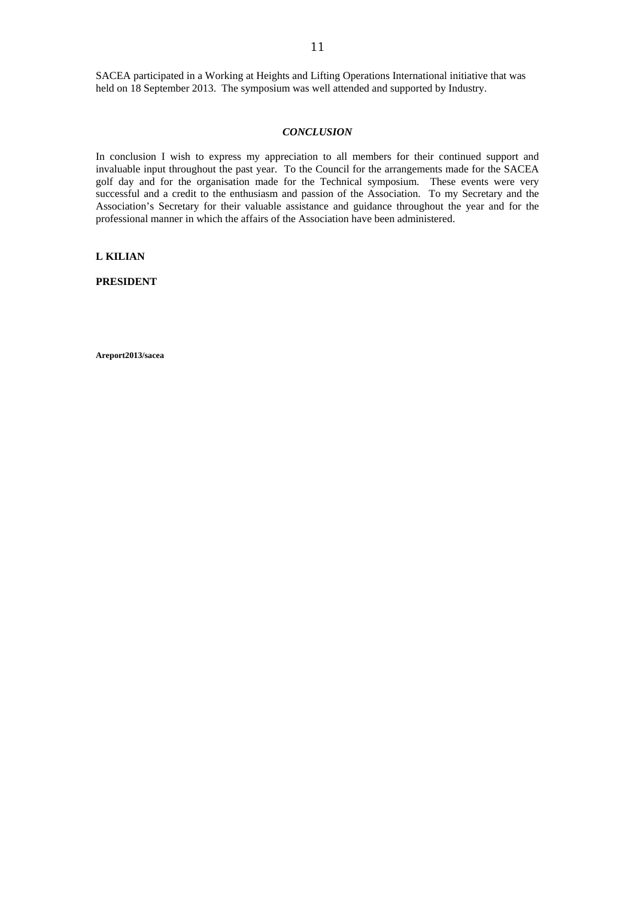SACEA participated in a Working at Heights and Lifting Operations International initiative that was held on 18 September 2013. The symposium was well attended and supported by Industry.

## *CONCLUSION*

In conclusion I wish to express my appreciation to all members for their continued support and invaluable input throughout the past year. To the Council for the arrangements made for the SACEA golf day and for the organisation made for the Technical symposium. These events were very successful and a credit to the enthusiasm and passion of the Association. To my Secretary and the Association's Secretary for their valuable assistance and guidance throughout the year and for the professional manner in which the affairs of the Association have been administered.

**L KILIAN**

**PRESIDENT**

**Areport2013/sacea**